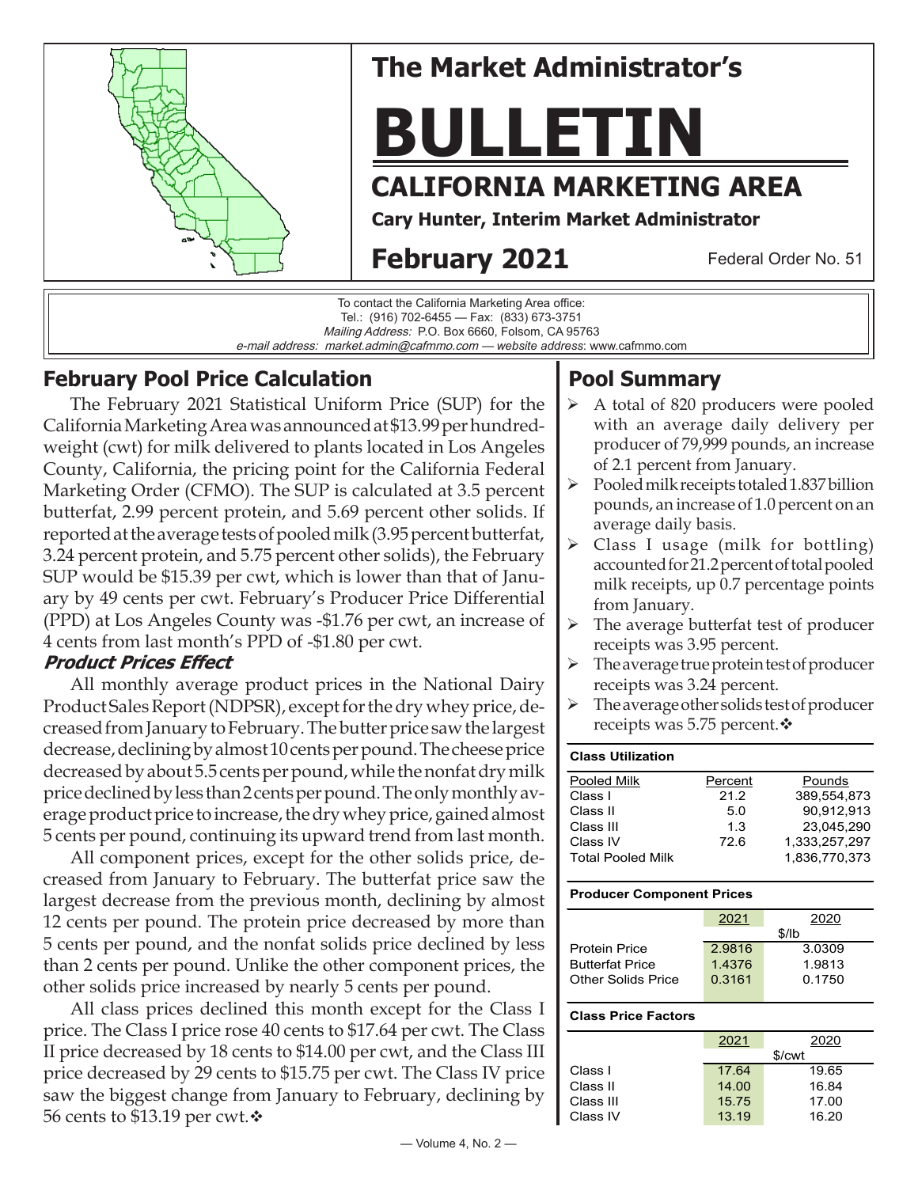# The Market Administrator's BULLETIN

## CALIFORNIA MARKETING AREA

**Cary Hunter, Interim Market Administrator**

**February 2021** — Federal Order No. 51

To contact the California Marketing Area office:
Tel.: (916) 702-6455 — Fax: (833) 673-3751
*Mailing Address:* P.O. Box 6660, Folsom, CA 95763
*e-mail address: market.admin@cafmmo.com* — *website address*: www.cafmmo.com

## February Pool Price Calculation

The February 2021 Statistical Uniform Price (SUP) for the California Marketing Area was announced at $13.99 per hundredweight (cwt) for milk delivered to plants located in Los Angeles County, California, the pricing point for the California Federal Marketing Order (CFMO). The SUP is calculated at 3.5 percent butterfat, 2.99 percent protein, and 5.69 percent other solids. If reported at the average tests of pooled milk (3.95 percent butterfat, 3.24 percent protein, and 5.75 percent other solids), the February SUP would be $15.39 per cwt, which is lower than that of January by 49 cents per cwt. February's Producer Price Differential (PPD) at Los Angeles County was -$1.76 per cwt, an increase of 4 cents from last month's PPD of -$1.80 per cwt.

### *Product Prices Effect*

All monthly average product prices in the National Dairy Product Sales Report (NDPSR), except for the dry whey price, decreased from January to February. The butter price saw the largest decrease, declining by almost 10 cents per pound. The cheese price decreased by about 5.5 cents per pound, while the nonfat dry milk price declined by less than 2 cents per pound. The only monthly average product price to increase, the dry whey price, gained almost 5 cents per pound, continuing its upward trend from last month.

All component prices, except for the other solids price, decreased from January to February. The butterfat price saw the largest decrease from the previous month, declining by almost 12 cents per pound. The protein price decreased by more than 5 cents per pound, and the nonfat solids price declined by less than 2 cents per pound. Unlike the other component prices, the other solids price increased by nearly 5 cents per pound.

All class prices declined this month except for the Class I price. The Class I price rose 40 cents to $17.64 per cwt. The Class II price decreased by 18 cents to $14.00 per cwt, and the Class III price decreased by 29 cents to $15.75 per cwt. The Class IV price saw the biggest change from January to February, declining by 56 cents to $13.19 per cwt.❖

## Pool Summary

- A total of 820 producers were pooled with an average daily delivery per producer of 79,999 pounds, an increase of 2.1 percent from January.
- Pooled milk receipts totaled 1.837 billion pounds, an increase of 1.0 percent on an average daily basis.
- Class I usage (milk for bottling) accounted for 21.2 percent of total pooled milk receipts, up 0.7 percentage points from January.
- The average butterfat test of producer receipts was 3.95 percent.
- The average true protein test of producer receipts was 3.24 percent.
- The average other solids test of producer receipts was 5.75 percent.❖

**Class Utilization**

| Pooled Milk | Percent | Pounds |
|---|---|---|
| Class I | 21.2 | 389,554,873 |
| Class II | 5.0 | 90,912,913 |
| Class III | 1.3 | 23,045,290 |
| Class IV | 72.6 | 1,333,257,297 |
| Total Pooled Milk | | 1,836,770,373 |

**Producer Component Prices**

| | 2021 | 2020 |
|---|---|---|
| | $/lb | |
| Protein Price | 2.9816 | 3.0309 |
| Butterfat Price | 1.4376 | 1.9813 |
| Other Solids Price | 0.3161 | 0.1750 |

**Class Price Factors**

| | 2021 | 2020 |
|---|---|---|
| | $/cwt | |
| Class I | 17.64 | 19.65 |
| Class II | 14.00 | 16.84 |
| Class III | 15.75 | 17.00 |
| Class IV | 13.19 | 16.20 |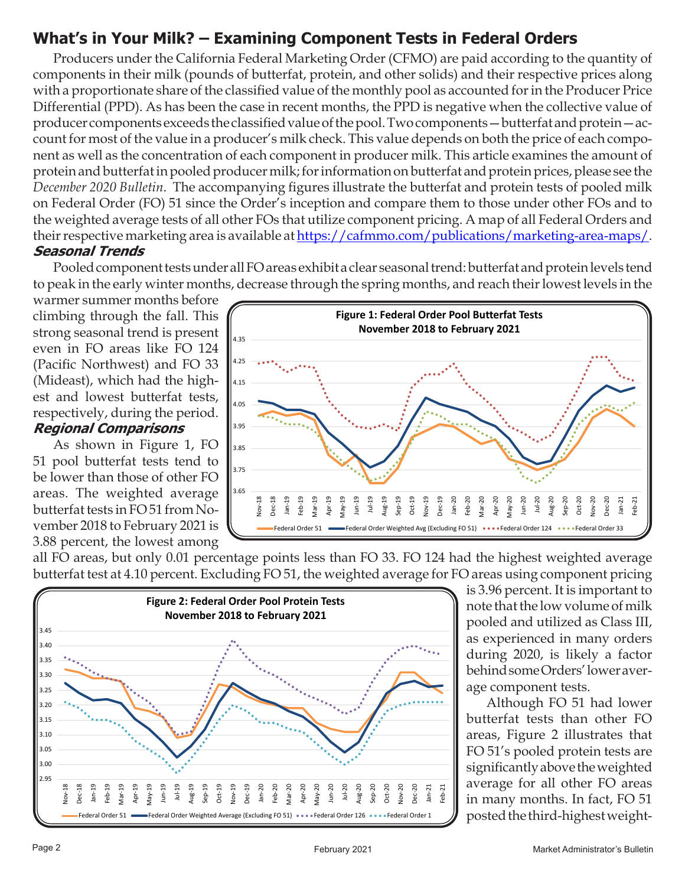## What's in Your Milk? – Examining Component Tests in Federal Orders

Producers under the California Federal Marketing Order (CFMO) are paid according to the quantity of components in their milk (pounds of butterfat, protein, and other solids) and their respective prices along with a proportionate share of the classified value of the monthly pool as accounted for in the Producer Price Differential (PPD). As has been the case in recent months, the PPD is negative when the collective value of producer components exceeds the classified value of the pool. Two components—butterfat and protein—account for most of the value in a producer's milk check. This value depends on both the price of each component as well as the concentration of each component in producer milk. This article examines the amount of protein and butterfat in pooled producer milk; for information on butterfat and protein prices, please see the *December 2020 Bulletin*. The accompanying figures illustrate the butterfat and protein tests of pooled milk on Federal Order (FO) 51 since the Order's inception and compare them to those under other FOs and to the weighted average tests of all other FOs that utilize component pricing. A map of all Federal Orders and their respective marketing area is available at https://cafmmo.com/publications/marketing-area-maps/.

### Seasonal Trends

Pooled component tests under all FO areas exhibit a clear seasonal trend: butterfat and protein levels tend to peak in the early winter months, decrease through the spring months, and reach their lowest levels in the warmer summer months before climbing through the fall. This strong seasonal trend is present even in FO areas like FO 124 (Pacific Northwest) and FO 33 (Mideast), which had the highest and lowest butterfat tests, respectively, during the period.

### Regional Comparisons

As shown in Figure 1, FO 51 pool butterfat tests tend to be lower than those of other FO areas. The weighted average butterfat tests in FO 51 from November 2018 to February 2021 is 3.88 percent, the lowest among all FO areas, but only 0.01 percentage points less than FO 33. FO 124 had the highest weighted average butterfat test at 4.10 percent. Excluding FO 51, the weighted average for FO areas using component pricing is 3.96 percent. It is important to note that the low volume of milk pooled and utilized as Class III, as experienced in many orders during 2020, is likely a factor behind some Orders' lower average component tests.

**Figure 1: Federal Order Pool Butterfat Tests November 2018 to February 2021**

**Figure 2: Federal Order Pool Protein Tests November 2018 to February 2021**

Although FO 51 had lower butterfat tests than other FO areas, Figure 2 illustrates that FO 51's pooled protein tests are significantly above the weighted average for all other FO areas in many months. In fact, FO 51 posted the third-highest weight-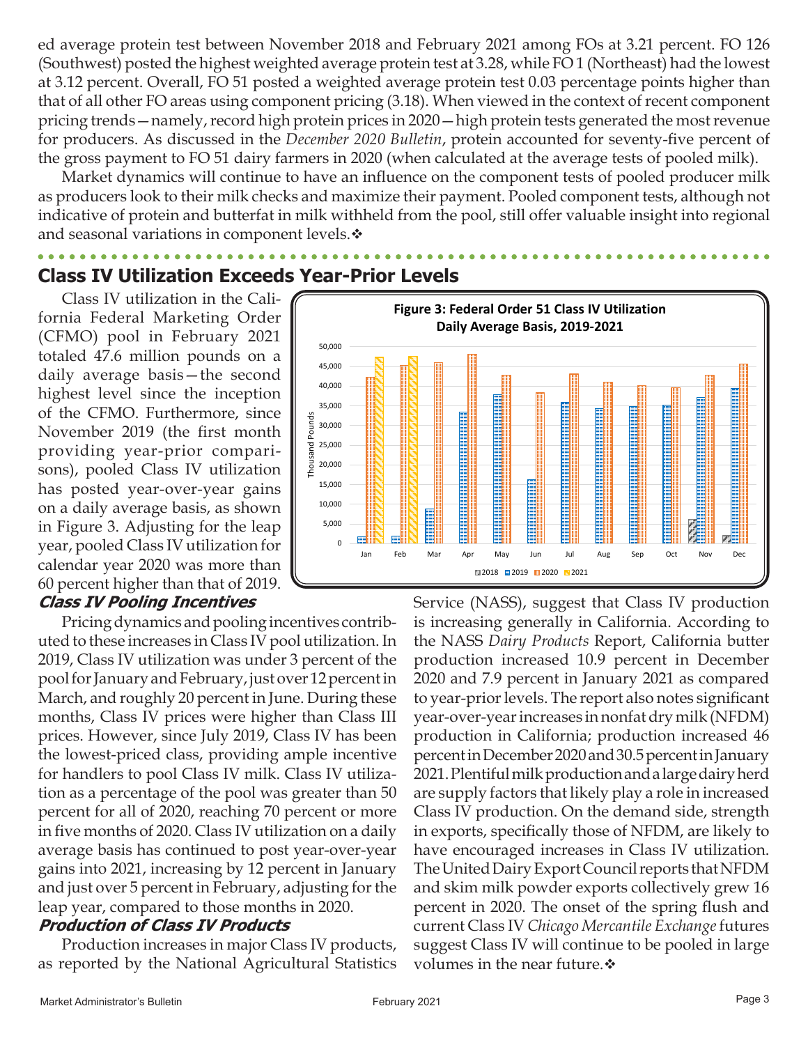ed average protein test between November 2018 and February 2021 among FOs at 3.21 percent. FO 126 (Southwest) posted the highest weighted average protein test at 3.28, while FO 1 (Northeast) had the lowest at 3.12 percent. Overall, FO 51 posted a weighted average protein test 0.03 percentage points higher than that of all other FO areas using component pricing (3.18). When viewed in the context of recent component pricing trends—namely, record high protein prices in 2020—high protein tests generated the most revenue for producers. As discussed in the *December 2020 Bulletin*, protein accounted for seventy-five percent of the gross payment to FO 51 dairy farmers in 2020 (when calculated at the average tests of pooled milk).

Market dynamics will continue to have an influence on the component tests of pooled producer milk as producers look to their milk checks and maximize their payment. Pooled component tests, although not indicative of protein and butterfat in milk withheld from the pool, still offer valuable insight into regional and seasonal variations in component levels.❖

## Class IV Utilization Exceeds Year-Prior Levels

Class IV utilization in the California Federal Marketing Order (CFMO) pool in February 2021 totaled 47.6 million pounds on a daily average basis—the second highest level since the inception of the CFMO. Furthermore, since November 2019 (the first month providing year-prior comparisons), pooled Class IV utilization has posted year-over-year gains on a daily average basis, as shown in Figure 3. Adjusting for the leap year, pooled Class IV utilization for calendar year 2020 was more than 60 percent higher than that of 2019.

**Figure 3: Federal Order 51 Class IV Utilization Daily Average Basis, 2019-2021**

### *Class IV Pooling Incentives*

Pricing dynamics and pooling incentives contributed to these increases in Class IV pool utilization. In 2019, Class IV utilization was under 3 percent of the pool for January and February, just over 12 percent in March, and roughly 20 percent in June. During these months, Class IV prices were higher than Class III prices. However, since July 2019, Class IV has been the lowest-priced class, providing ample incentive for handlers to pool Class IV milk. Class IV utilization as a percentage of the pool was greater than 50 percent for all of 2020, reaching 70 percent or more in five months of 2020. Class IV utilization on a daily average basis has continued to post year-over-year gains into 2021, increasing by 12 percent in January and just over 5 percent in February, adjusting for the leap year, compared to those months in 2020.

### *Production of Class IV Products*

Production increases in major Class IV products, as reported by the National Agricultural Statistics Service (NASS), suggest that Class IV production is increasing generally in California. According to the NASS *Dairy Products* Report, California butter production increased 10.9 percent in December 2020 and 7.9 percent in January 2021 as compared to year-prior levels. The report also notes significant year-over-year increases in nonfat dry milk (NFDM) production in California; production increased 46 percent in December 2020 and 30.5 percent in January 2021. Plentiful milk production and a large dairy herd are supply factors that likely play a role in increased Class IV production. On the demand side, strength in exports, specifically those of NFDM, are likely to have encouraged increases in Class IV utilization. The United Dairy Export Council reports that NFDM and skim milk powder exports collectively grew 16 percent in 2020. The onset of the spring flush and current Class IV *Chicago Mercantile Exchange* futures suggest Class IV will continue to be pooled in large volumes in the near future.❖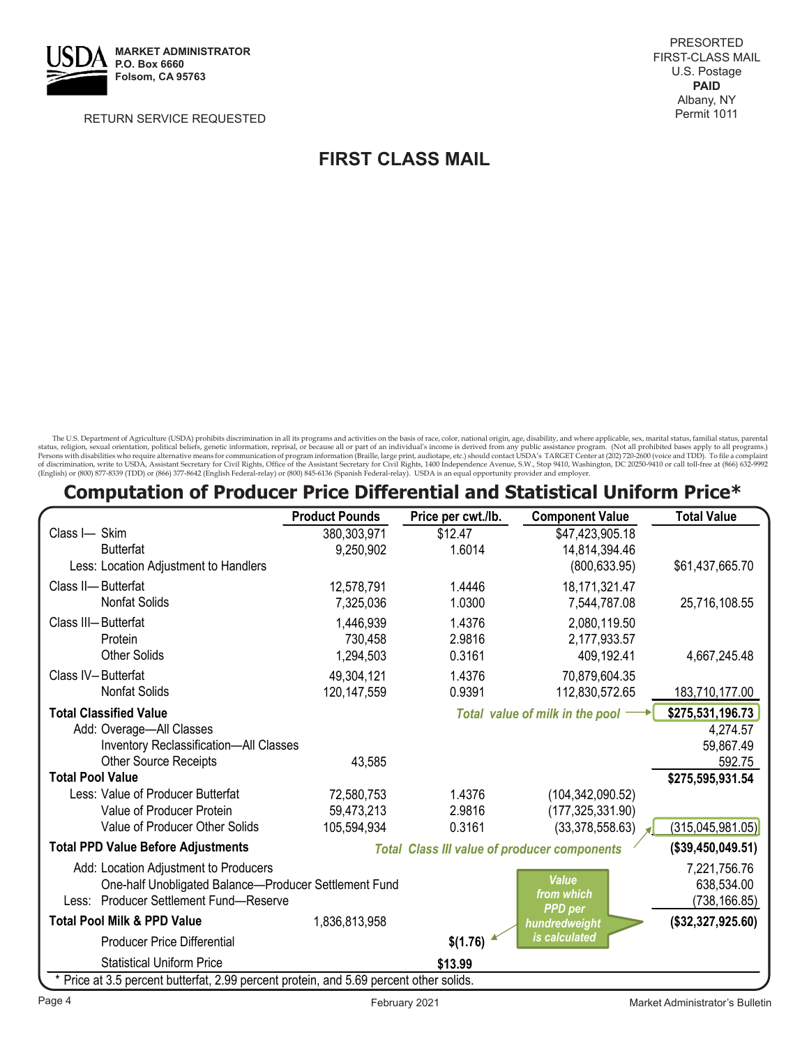USDA **MARKET ADMINISTRATOR**
**P.O. Box 6660**
**Folsom, CA 95763**

RETURN SERVICE REQUESTED

PRESORTED
FIRST-CLASS MAIL
U.S. Postage
**PAID**
Albany, NY
Permit 1011

## FIRST CLASS MAIL

The U.S. Department of Agriculture (USDA) prohibits discrimination in all its programs and activities on the basis of race, color, national origin, age, disability, and where applicable, sex, marital status, familial status, parental status, religion, sexual orientation, political beliefs, genetic information, reprisal, or because all or part of an individual's income is derived from any public assistance program. (Not all prohibited bases apply to all programs.) Persons with disabilities who require alternative means for communication of program information (Braille, large print, audiotape, etc.) should contact USDA's TARGET Center at (202) 720-2600 (voice and TDD). To file a complaint of discrimination, write to USDA, Assistant Secretary for Civil Rights, Office of the Assistant Secretary for Civil Rights, 1400 Independence Avenue, S.W., Stop 9410, Washington, DC 20250-9410 or call toll-free at (866) 632-9992 (English) or (800) 877-8339 (TDD) or (866) 377-8642 (English Federal-relay) or (800) 845-6136 (Spanish Federal-relay). USDA is an equal opportunity provider and employer.

# Computation of Producer Price Differential and Statistical Uniform Price*

| | Product Pounds | Price per cwt./lb. | Component Value | Total Value |
|---|---|---|---|---|
| Class I— Skim | 380,303,971 | $12.47 | $47,423,905.18 | |
| Butterfat | 9,250,902 | 1.6014 | 14,814,394.46 | |
| Less: Location Adjustment to Handlers | | | (800,633.95) | $61,437,665.70 |
| Class II— Butterfat | 12,578,791 | 1.4446 | 18,171,321.47 | |
| Nonfat Solids | 7,325,036 | 1.0300 | 7,544,787.08 | 25,716,108.55 |
| Class III— Butterfat | 1,446,939 | 1.4376 | 2,080,119.50 | |
| Protein | 730,458 | 2.9816 | 2,177,933.57 | |
| Other Solids | 1,294,503 | 0.3161 | 409,192.41 | 4,667,245.48 |
| Class IV— Butterfat | 49,304,121 | 1.4376 | 70,879,604.35 | |
| Nonfat Solids | 120,147,559 | 0.9391 | 112,830,572.65 | 183,710,177.00 |
| **Total Classified Value** | | | *Total value of milk in the pool* | **$275,531,196.73** |
| Add: Overage—All Classes | | | | 4,274.57 |
| Inventory Reclassification—All Classes | | | | 59,867.49 |
| Other Source Receipts | 43,585 | | | 592.75 |
| **Total Pool Value** | | | | **$275,595,931.54** |
| Less: Value of Producer Butterfat | 72,580,753 | 1.4376 | (104,342,090.52) | |
| Value of Producer Protein | 59,473,213 | 2.9816 | (177,325,331.90) | |
| Value of Producer Other Solids | 105,594,934 | 0.3161 | (33,378,558.63) | (315,045,981.05) |
| **Total PPD Value Before Adjustments** | | *Total Class III value of producer components* | | **($39,450,049.51)** |
| Add: Location Adjustment to Producers | | | | 7,221,756.76 |
| One-half Unobligated Balance—Producer Settlement Fund | | | | 638,534.00 |
| Less: Producer Settlement Fund—Reserve | | | | (738,166.85) |
| **Total Pool Milk & PPD Value** | 1,836,813,958 | | *Value from which PPD per hundredweight is calculated* | **($32,327,925.60)** |
| Producer Price Differential | | **$(1.76)** | | |
| Statistical Uniform Price | | **$13.99** | | |

\* Price at 3.5 percent butterfat, 2.99 percent protein, and 5.69 percent other solids.